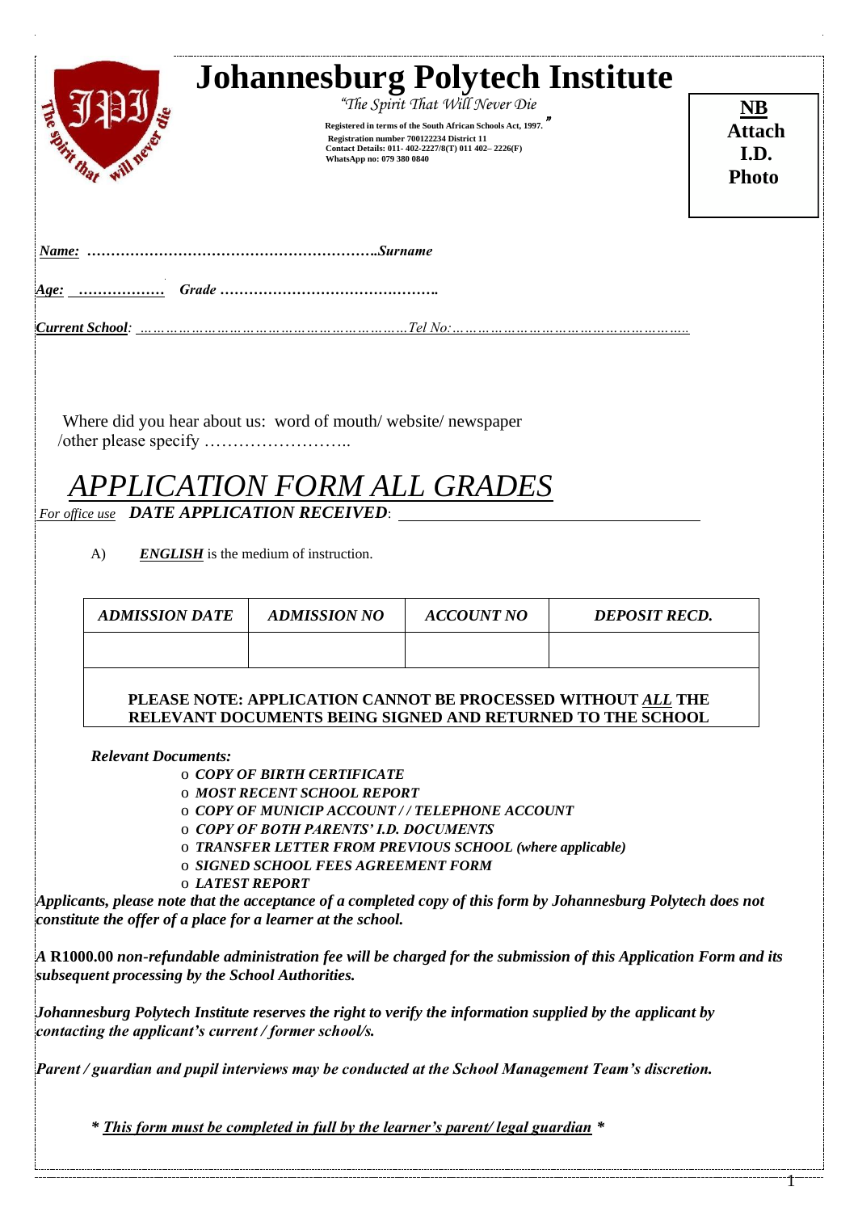# Johannesburg Polytech Institute

*"The Spirit That Will Never Die"*

**Registered in terms of the South African Schools Act, 1997.**
**Registration number 700122234 District 11**
**Contact Details: 011- 402-2227/8(T) 011 402– 2226(F)**
**WhatsApp no: 079 380 0840**

**NB**
**Attach I.D. Photo**

***Name:*** **………………………………………………….. *Surname***

***Age:*** **……………… *Grade* ……………………………………….**

***Current School****:* ……………………………………………………*Tel No:*……………………………………………….

Where did you hear about us: word of mouth/ website/ newspaper /other please specify ……………………..

# *APPLICATION FORM ALL GRADES*

*For office use* ***DATE APPLICATION RECEIVED***:

A) ***ENGLISH*** is the medium of instruction.

| *ADMISSION DATE* | *ADMISSION NO* | *ACCOUNT NO* | *DEPOSIT RECD.* |
|---|---|---|---|
| | | | |

**PLEASE NOTE: APPLICATION CANNOT BE PROCESSED WITHOUT *ALL* THE RELEVANT DOCUMENTS BEING SIGNED AND RETURNED TO THE SCHOOL**

***Relevant Documents:***

- ***COPY OF BIRTH CERTIFICATE***
- ***MOST RECENT SCHOOL REPORT***
- ***COPY OF MUNICIP ACCOUNT / / TELEPHONE ACCOUNT***
- ***COPY OF BOTH PARENTS' I.D. DOCUMENTS***
- ***TRANSFER LETTER FROM PREVIOUS SCHOOL (where applicable)***
- ***SIGNED SCHOOL FEES AGREEMENT FORM***
- ***LATEST REPORT***

***Applicants, please note that the acceptance of a completed copy of this form by Johannesburg Polytech does not constitute the offer of a place for a learner at the school.***

***A* R1000.00 *non-refundable administration fee will be charged for the submission of this Application Form and its subsequent processing by the School Authorities.***

***Johannesburg Polytech Institute reserves the right to verify the information supplied by the applicant by contacting the applicant's current / former school/s.***

***Parent / guardian and pupil interviews may be conducted at the School Management Team's discretion.***

***\* This form must be completed in full by the learner's parent/ legal guardian \****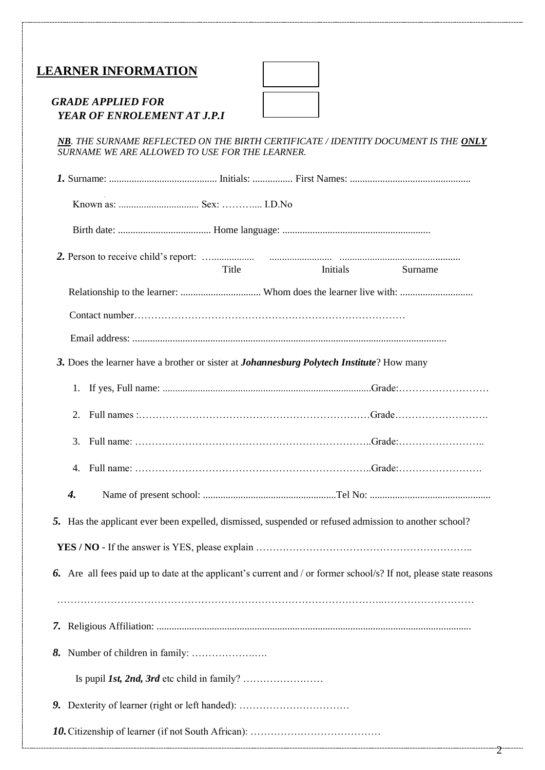## LEARNER INFORMATION

***GRADE APPLIED FOR***

***YEAR OF ENROLEMENT AT J.P.I***

***NB**. THE SURNAME REFLECTED ON THE BIRTH CERTIFICATE / IDENTITY DOCUMENT IS THE **ONLY** SURNAME WE ARE ALLOWED TO USE FOR THE LEARNER.*

***1.*** Surname: ........................................... Initials: ................ First Names: ................................................

Known as: ................................ Sex: ……….... I.D.No

Birth date: ..................................... Home language: ..........................................................

***2.*** Person to receive child's report: …................ ......................... ................................................

Title Initials Surname

Relationship to the learner: ................................ Whom does the learner live with: .............................

Contact number………………………………………………………………………

Email address: ............................................................................................................................

***3.*** Does the learner have a brother or sister at ***Johannesburg Polytech Institute***? How many

1. If yes, Full name: ..................................................................................Grade:………………………
2. Full names :………………………………………………………………Grade……………………….
3. Full name: ……………………………………………………………..Grade:……………………..
4. Full name: ……………………………………………………………..Grade:…………………….

***4.*** Name of present school: .....................................................Tel No: ................................................

***5.*** Has the applicant ever been expelled, dismissed, suspended or refused admission to another school?

**YES / NO** - If the answer is YES, please explain ……………………………………………………..

***6.*** Are all fees paid up to date at the applicant's current and / or former school/s? If not, please state reasons

………………………………………………………………………………………..………………………

***7.*** Religious Affiliation: ...........................................................................................................................

***8.*** Number of children in family: ………………….….

Is pupil ***1st, 2nd, 3rd*** etc child in family? ……………….……

***9.*** Dexterity of learner (right or left handed): ……………………………

***10.*** Citizenship of learner (if not South African): …………………………………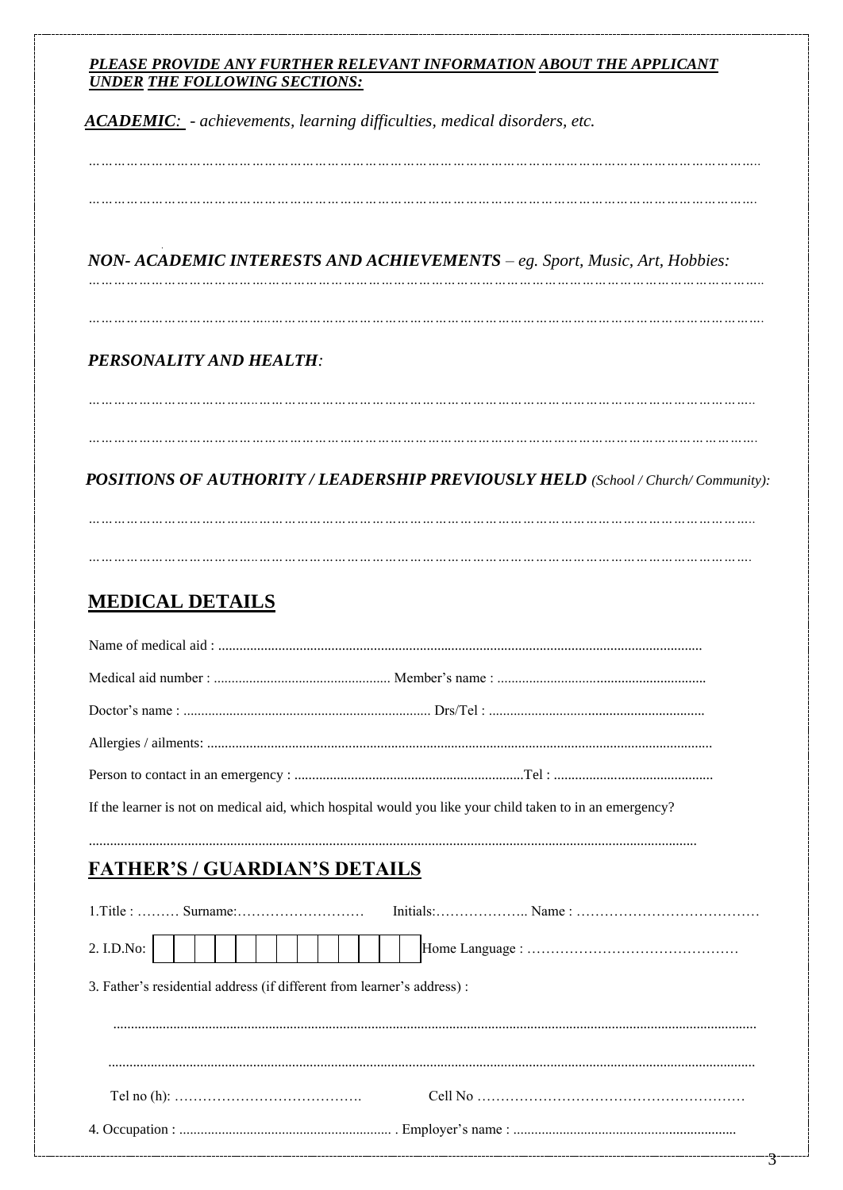***PLEASE PROVIDE ANY FURTHER RELEVANT INFORMATION ABOUT THE APPLICANT UNDER THE FOLLOWING SECTIONS:***

***ACADEMIC:*** *- achievements, learning difficulties, medical disorders, etc.*

……………………………………………………………………………………………………………………………

……………………………………………………………………………………………………………………………

***NON- ACADEMIC INTERESTS AND ACHIEVEMENTS*** *– eg. Sport, Music, Art, Hobbies:*

……………………………………………………………………………………………………………………………

……………………………………………………………………………………………………………………………

***PERSONALITY AND HEALTH:***

……………………………………………………………………………………………………………………………

……………………………………………………………………………………………………………………………

***POSITIONS OF AUTHORITY / LEADERSHIP PREVIOUSLY HELD*** *(School / Church/ Community):*

……………………………………………………………………………………………………………………………

……………………………………………………………………………………………………………………………

## MEDICAL DETAILS

Name of medical aid : ........................................................................................................................................

Medical aid number : .................................................. Member's name : ...........................................................

Doctor's name : ...................................................................... Drs/Tel : .............................................................

Allergies / ailments: .............................................................................................................................................

Person to contact in an emergency : ..................................................................Tel : .............................................

If the learner is not on medical aid, which hospital would you like your child taken to in an emergency?

.........................................................................................................................................................................

## FATHER'S / GUARDIAN'S DETAILS

1.Title : ……… Surname:……………………… Initials:……………….. Name : …………………………………

2. I.D.No: | | | | | | | | | | | | | | Home Language : ………………………………………

3. Father's residential address (if different from learner's address) :

.........................................................................................................................................................................

.........................................................................................................................................................................

Tel no (h): …………………………………. Cell No …………………………………………………

4. Occupation : ............................................................ . Employer's name : ...............................................................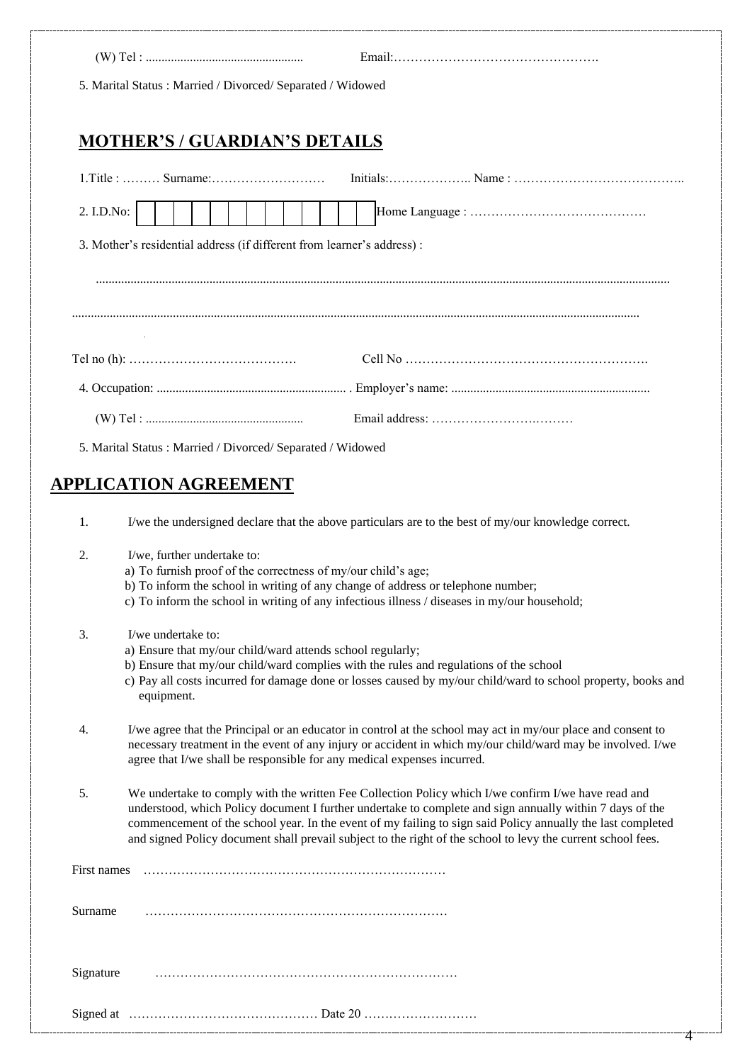(W) Tel : ..................................................   Email:…………………………………………….

5. Marital Status : Married / Divorced/ Separated / Widowed

## MOTHER'S / GUARDIAN'S DETAILS

1.Title : ……… Surname:………………………  Initials:……………….. Name : …………………………………..

2. I.D.No: | | | | | | | | | | | | | | Home Language : ……………………………………

3. Mother's residential address (if different from learner's address) :

...................................................................................................................................................................

...................................................................................................................................................................

Tel no (h): ………………………………….   Cell No ………………………………………………….

4. Occupation: ............................................................. . Employer's name: ..............................................................

(W) Tel : ..................................................   Email address: ……………………….………

5. Marital Status : Married / Divorced/ Separated / Widowed

## APPLICATION AGREEMENT

1. I/we the undersigned declare that the above particulars are to the best of my/our knowledge correct.

2. I/we, further undertake to:
   a) To furnish proof of the correctness of my/our child's age;
   b) To inform the school in writing of any change of address or telephone number;
   c) To inform the school in writing of any infectious illness / diseases in my/our household;

3. I/we undertake to:
   a) Ensure that my/our child/ward attends school regularly;
   b) Ensure that my/our child/ward complies with the rules and regulations of the school
   c) Pay all costs incurred for damage done or losses caused by my/our child/ward to school property, books and equipment.

4. I/we agree that the Principal or an educator in control at the school may act in my/our place and consent to necessary treatment in the event of any injury or accident in which my/our child/ward may be involved. I/we agree that I/we shall be responsible for any medical expenses incurred.

5. We undertake to comply with the written Fee Collection Policy which I/we confirm I/we have read and understood, which Policy document I further undertake to complete and sign annually within 7 days of the commencement of the school year. In the event of my failing to sign said Policy annually the last completed and signed Policy document shall prevail subject to the right of the school to levy the current school fees.

First names ………………………………………………………………

Surname ………………………………………………………………

Signature ………………………………………………………………

Signed at ……………………………………… Date 20 ………………………